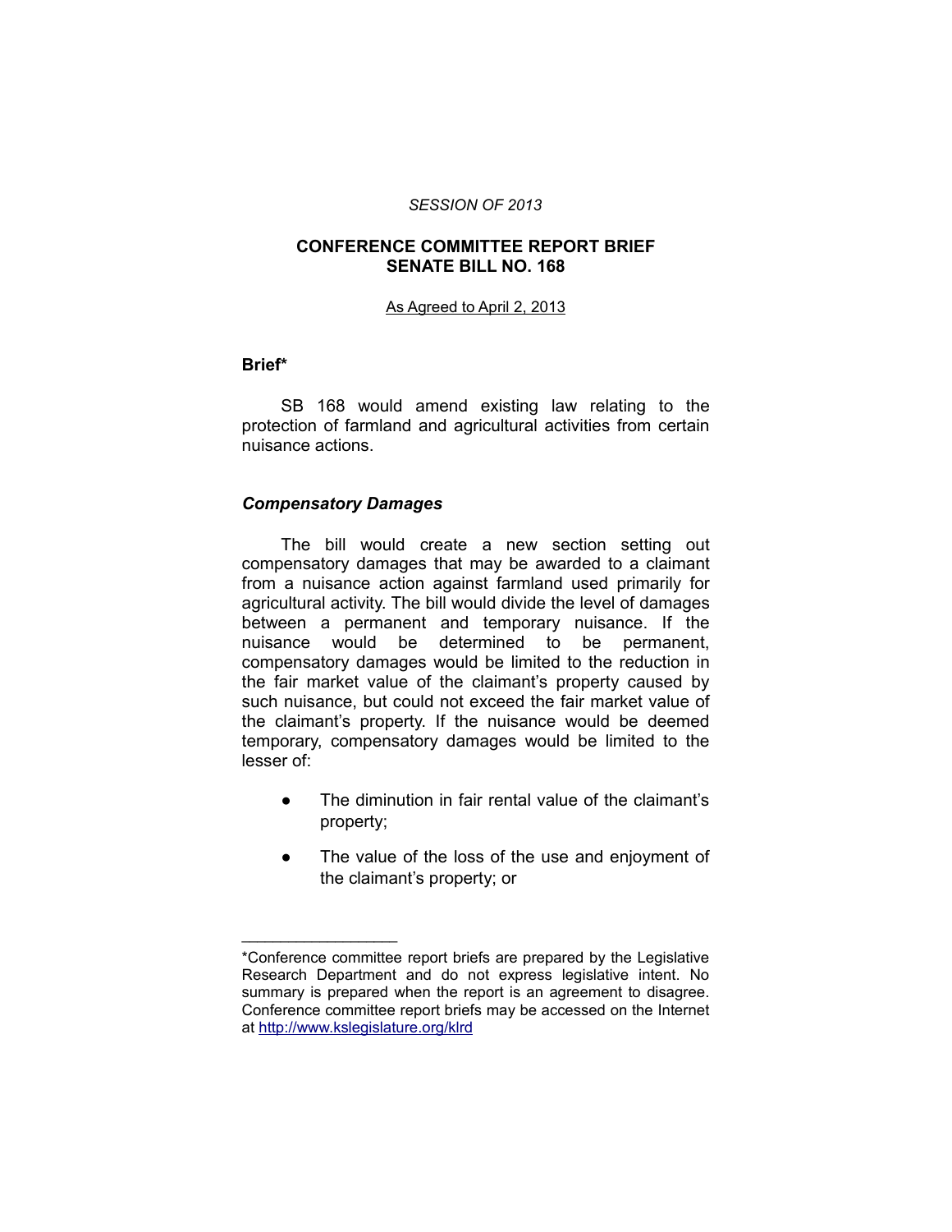*SESSION OF 2013*

**CONFERENCE COMMITTEE REPORT BRIEF**
**SENATE BILL NO. 168**

As Agreed to April 2, 2013

**Brief***

SB 168 would amend existing law relating to the protection of farmland and agricultural activities from certain nuisance actions.

***Compensatory Damages***

The bill would create a new section setting out compensatory damages that may be awarded to a claimant from a nuisance action against farmland used primarily for agricultural activity. The bill would divide the level of damages between a permanent and temporary nuisance. If the nuisance would be determined to be permanent, compensatory damages would be limited to the reduction in the fair market value of the claimant's property caused by such nuisance, but could not exceed the fair market value of the claimant's property. If the nuisance would be deemed temporary, compensatory damages would be limited to the lesser of:

- The diminution in fair rental value of the claimant's property;
- The value of the loss of the use and enjoyment of the claimant's property; or

---

*Conference committee report briefs are prepared by the Legislative Research Department and do not express legislative intent. No summary is prepared when the report is an agreement to disagree. Conference committee report briefs may be accessed on the Internet at http://www.kslegislature.org/klrd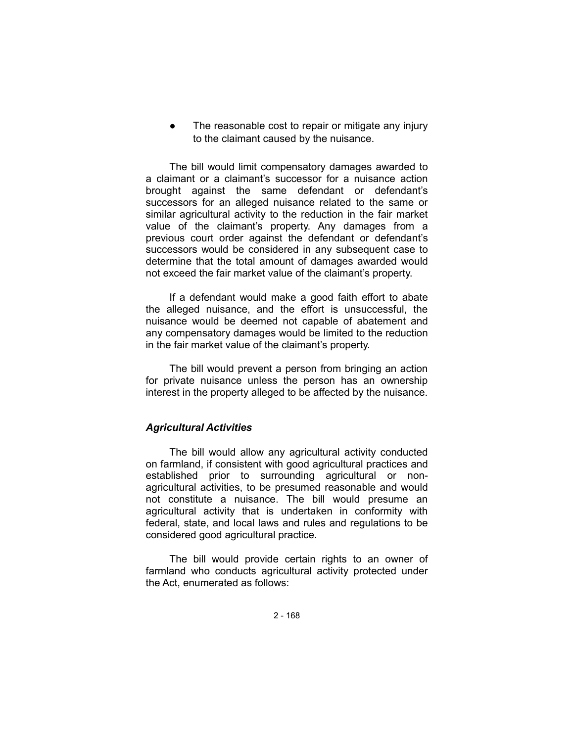- The reasonable cost to repair or mitigate any injury to the claimant caused by the nuisance.

The bill would limit compensatory damages awarded to a claimant or a claimant's successor for a nuisance action brought against the same defendant or defendant's successors for an alleged nuisance related to the same or similar agricultural activity to the reduction in the fair market value of the claimant's property. Any damages from a previous court order against the defendant or defendant's successors would be considered in any subsequent case to determine that the total amount of damages awarded would not exceed the fair market value of the claimant's property.

If a defendant would make a good faith effort to abate the alleged nuisance, and the effort is unsuccessful, the nuisance would be deemed not capable of abatement and any compensatory damages would be limited to the reduction in the fair market value of the claimant's property.

The bill would prevent a person from bringing an action for private nuisance unless the person has an ownership interest in the property alleged to be affected by the nuisance.

### *Agricultural Activities*

The bill would allow any agricultural activity conducted on farmland, if consistent with good agricultural practices and established prior to surrounding agricultural or non-agricultural activities, to be presumed reasonable and would not constitute a nuisance. The bill would presume an agricultural activity that is undertaken in conformity with federal, state, and local laws and rules and regulations to be considered good agricultural practice.

The bill would provide certain rights to an owner of farmland who conducts agricultural activity protected under the Act, enumerated as follows: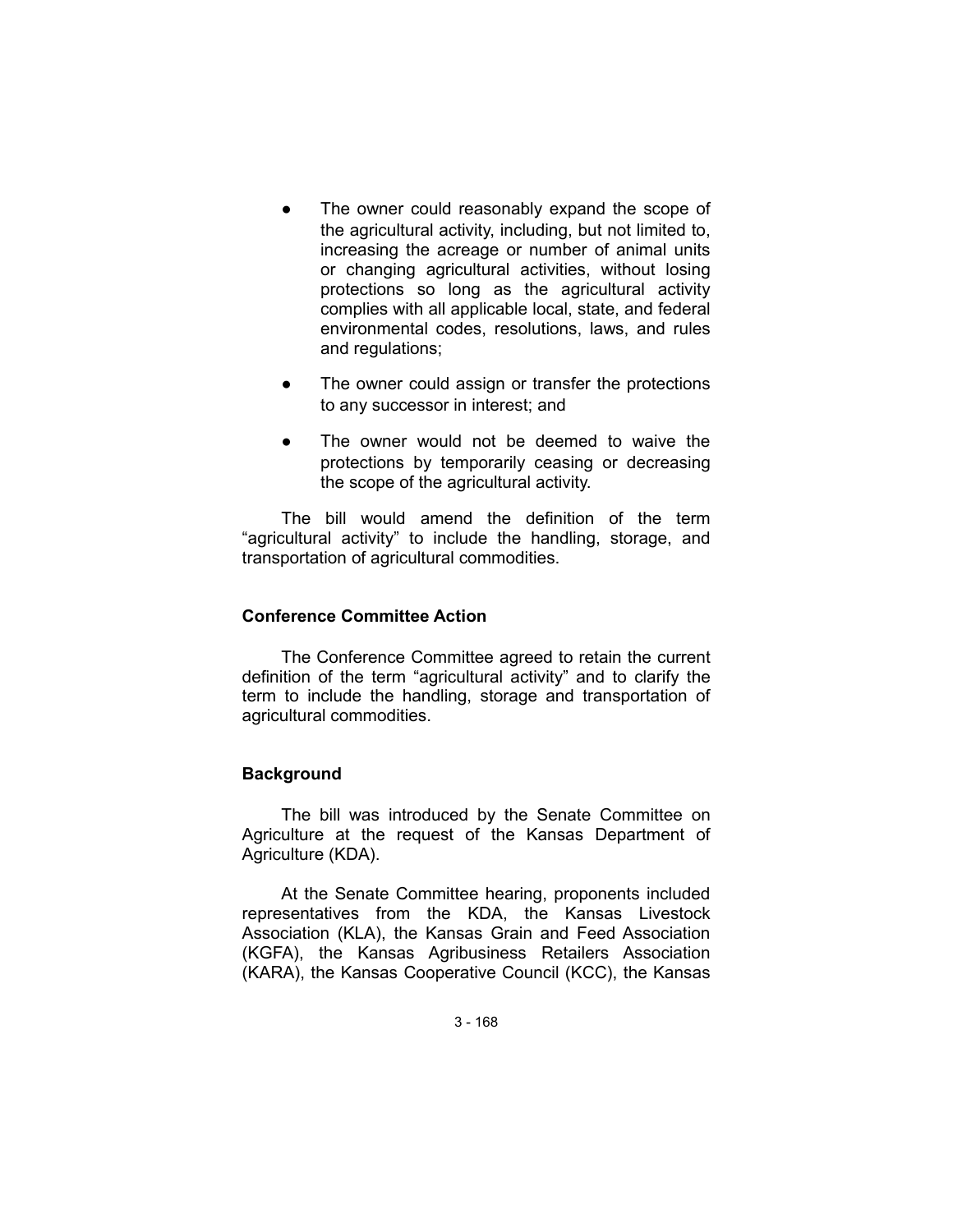- The owner could reasonably expand the scope of the agricultural activity, including, but not limited to, increasing the acreage or number of animal units or changing agricultural activities, without losing protections so long as the agricultural activity complies with all applicable local, state, and federal environmental codes, resolutions, laws, and rules and regulations;
- The owner could assign or transfer the protections to any successor in interest; and
- The owner would not be deemed to waive the protections by temporarily ceasing or decreasing the scope of the agricultural activity.

The bill would amend the definition of the term "agricultural activity" to include the handling, storage, and transportation of agricultural commodities.

### Conference Committee Action

The Conference Committee agreed to retain the current definition of the term "agricultural activity" and to clarify the term to include the handling, storage and transportation of agricultural commodities.

### Background

The bill was introduced by the Senate Committee on Agriculture at the request of the Kansas Department of Agriculture (KDA).

At the Senate Committee hearing, proponents included representatives from the KDA, the Kansas Livestock Association (KLA), the Kansas Grain and Feed Association (KGFA), the Kansas Agribusiness Retailers Association (KARA), the Kansas Cooperative Council (KCC), the Kansas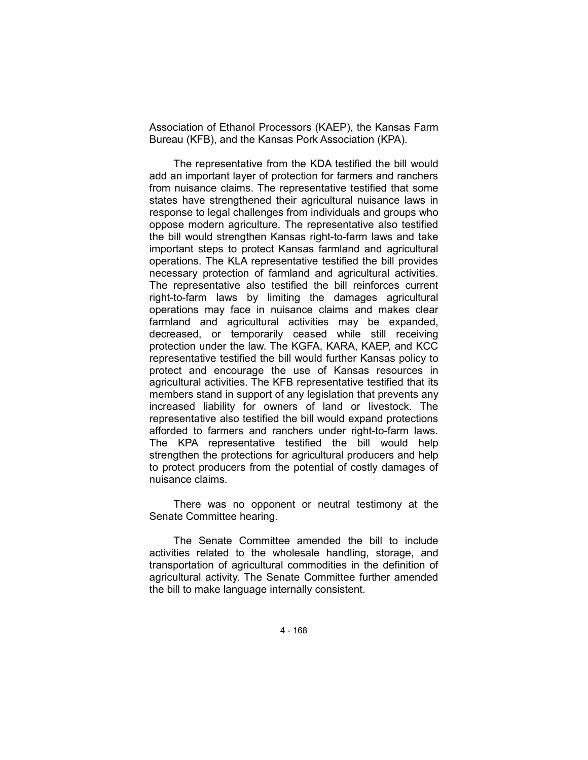Association of Ethanol Processors (KAEP), the Kansas Farm Bureau (KFB), and the Kansas Pork Association (KPA).

The representative from the KDA testified the bill would add an important layer of protection for farmers and ranchers from nuisance claims. The representative testified that some states have strengthened their agricultural nuisance laws in response to legal challenges from individuals and groups who oppose modern agriculture. The representative also testified the bill would strengthen Kansas right-to-farm laws and take important steps to protect Kansas farmland and agricultural operations. The KLA representative testified the bill provides necessary protection of farmland and agricultural activities. The representative also testified the bill reinforces current right-to-farm laws by limiting the damages agricultural operations may face in nuisance claims and makes clear farmland and agricultural activities may be expanded, decreased, or temporarily ceased while still receiving protection under the law. The KGFA, KARA, KAEP, and KCC representative testified the bill would further Kansas policy to protect and encourage the use of Kansas resources in agricultural activities. The KFB representative testified that its members stand in support of any legislation that prevents any increased liability for owners of land or livestock. The representative also testified the bill would expand protections afforded to farmers and ranchers under right-to-farm laws. The KPA representative testified the bill would help strengthen the protections for agricultural producers and help to protect producers from the potential of costly damages of nuisance claims.

There was no opponent or neutral testimony at the Senate Committee hearing.

The Senate Committee amended the bill to include activities related to the wholesale handling, storage, and transportation of agricultural commodities in the definition of agricultural activity. The Senate Committee further amended the bill to make language internally consistent.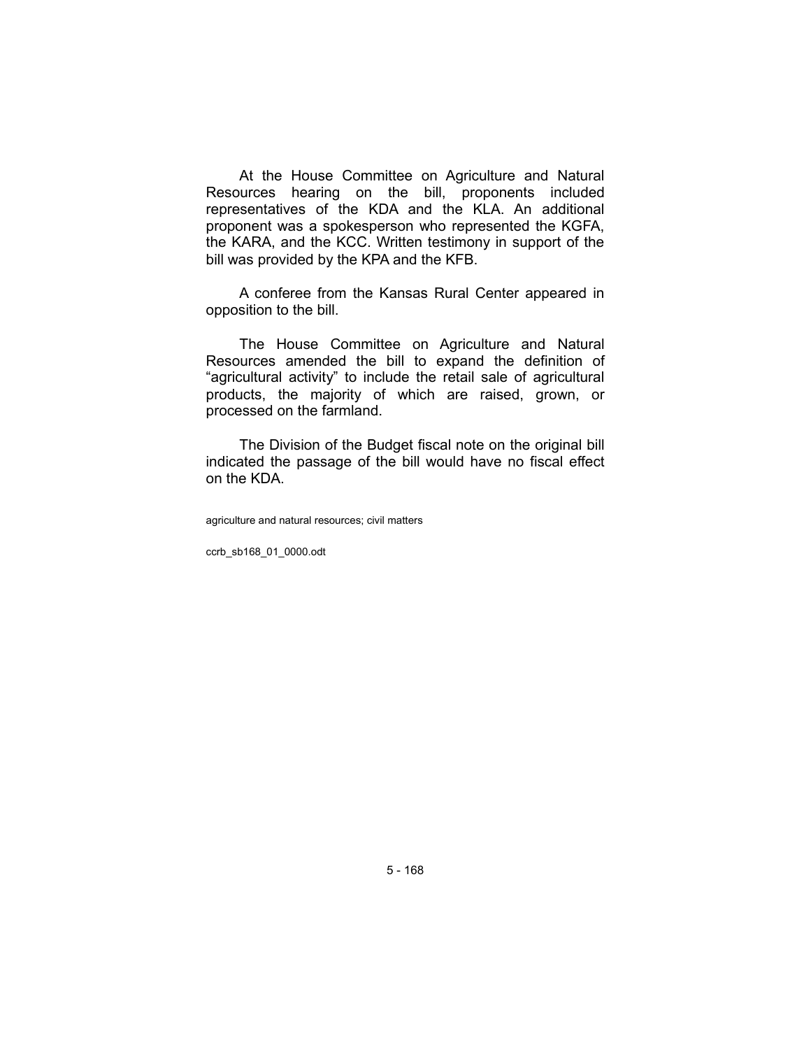At the House Committee on Agriculture and Natural Resources hearing on the bill, proponents included representatives of the KDA and the KLA. An additional proponent was a spokesperson who represented the KGFA, the KARA, and the KCC. Written testimony in support of the bill was provided by the KPA and the KFB.

A conferee from the Kansas Rural Center appeared in opposition to the bill.

The House Committee on Agriculture and Natural Resources amended the bill to expand the definition of “agricultural activity” to include the retail sale of agricultural products, the majority of which are raised, grown, or processed on the farmland.

The Division of the Budget fiscal note on the original bill indicated the passage of the bill would have no fiscal effect on the KDA.

agriculture and natural resources; civil matters

ccrb_sb168_01_0000.odt